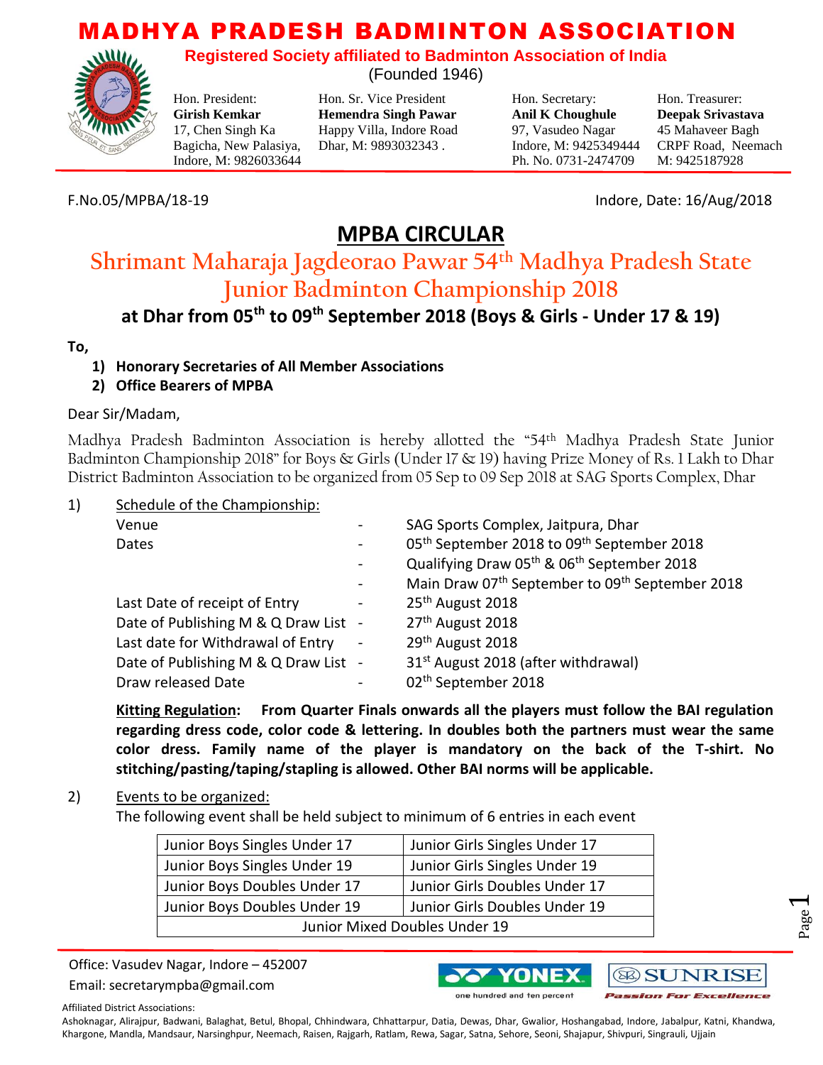# MADHYA PRADESH BADMINTON ASSOCIATION

**Registered Society affiliated to Badminton Association of India**

(Founded 1946)

Hon. President: **Girish Kemkar**, 17, Chen Singh Ka Bagicha, New Palasiya, Indore, M: 9826033644

Hon. Sr. Vice President: **Hemendra Singh Pawar**, Happy Villa, Indore Road Dhar, M: 9893032343 .

Hon. Secretary: **Anil K Choughule**, 97, Vasudeo Nagar Indore, M: 9425349444 Ph. No. 0731-2474709

Hon. Treasurer: **Deepak Srivastava**, 45 Mahaveer Bagh CRPF Road, Neemach M: 9425187928

F.No.05/MPBA/18-19

Indore, Date: 16/Aug/2018

## MPBA CIRCULAR

## Shrimant Maharaja Jagdeorao Pawar 54th Madhya Pradesh State Junior Badminton Championship 2018

### at Dhar from 05th to 09th September 2018 (Boys & Girls - Under 17 & 19)

**To,**

1) **Honorary Secretaries of All Member Associations**
2) **Office Bearers of MPBA**

Dear Sir/Madam,

Madhya Pradesh Badminton Association is hereby allotted the "54th Madhya Pradesh State Junior Badminton Championship 2018" for Boys & Girls (Under 17 & 19) having Prize Money of Rs. 1 Lakh to Dhar District Badminton Association to be organized from 05 Sep to 09 Sep 2018 at SAG Sports Complex, Dhar

1) Schedule of the Championship:

| | | |
|---|---|---|
| Venue | - | SAG Sports Complex, Jaitpura, Dhar |
| Dates | - | 05th September 2018 to 09th September 2018 |
| | - | Qualifying Draw 05th & 06th September 2018 |
| | - | Main Draw 07th September to 09th September 2018 |
| Last Date of receipt of Entry | - | 25th August 2018 |
| Date of Publishing M & Q Draw List | - | 27th August 2018 |
| Last date for Withdrawal of Entry | - | 29th August 2018 |
| Date of Publishing M & Q Draw List | - | 31st August 2018 (after withdrawal) |
| Draw released Date | - | 02th September 2018 |

**Kitting Regulation: From Quarter Finals onwards all the players must follow the BAI regulation regarding dress code, color code & lettering. In doubles both the partners must wear the same color dress. Family name of the player is mandatory on the back of the T-shirt. No stitching/pasting/taping/stapling is allowed. Other BAI norms will be applicable.**

2) Events to be organized:

The following event shall be held subject to minimum of 6 entries in each event

| | |
|---|---|
| Junior Boys Singles Under 17 | Junior Girls Singles Under 17 |
| Junior Boys Singles Under 19 | Junior Girls Singles Under 19 |
| Junior Boys Doubles Under 17 | Junior Girls Doubles Under 17 |
| Junior Boys Doubles Under 19 | Junior Girls Doubles Under 19 |
| Junior Mixed Doubles Under 19 | |

Office: Vasudev Nagar, Indore – 452007

Email: secretarympba@gmail.com

YONEX one hundred and ten percent | SUNRISE Passion For Excellence

Affiliated District Associations:

Ashoknagar, Alirajpur, Badwani, Balaghat, Betul, Bhopal, Chhindwara, Chhattarpur, Datia, Dewas, Dhar, Gwalior, Hoshangabad, Indore, Jabalpur, Katni, Khandwa, Khargone, Mandla, Mandsaur, Narsinghpur, Neemach, Raisen, Rajgarh, Ratlam, Rewa, Sagar, Satna, Sehore, Seoni, Shajapur, Shivpuri, Singrauli, Ujjain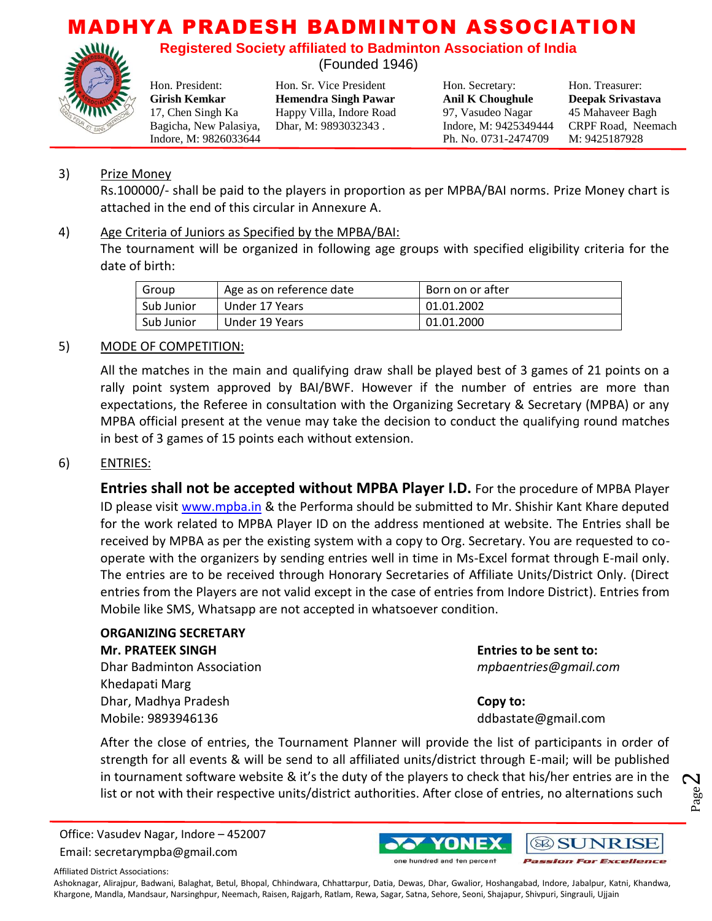3) Prize Money

Rs.100000/- shall be paid to the players in proportion as per MPBA/BAI norms. Prize Money chart is attached in the end of this circular in Annexure A.

4) Age Criteria of Juniors as Specified by the MPBA/BAI:

The tournament will be organized in following age groups with specified eligibility criteria for the date of birth:

| Group | Age as on reference date | Born on or after |
|---|---|---|
| Sub Junior | Under 17 Years | 01.01.2002 |
| Sub Junior | Under 19 Years | 01.01.2000 |

5) MODE OF COMPETITION:

All the matches in the main and qualifying draw shall be played best of 3 games of 21 points on a rally point system approved by BAI/BWF. However if the number of entries are more than expectations, the Referee in consultation with the Organizing Secretary & Secretary (MPBA) or any MPBA official present at the venue may take the decision to conduct the qualifying round matches in best of 3 games of 15 points each without extension.

6) ENTRIES:

**Entries shall not be accepted without MPBA Player I.D.** For the procedure of MPBA Player ID please visit www.mpba.in & the Performa should be submitted to Mr. Shishir Kant Khare deputed for the work related to MPBA Player ID on the address mentioned at website. The Entries shall be received by MPBA as per the existing system with a copy to Org. Secretary. You are requested to co-operate with the organizers by sending entries well in time in Ms-Excel format through E-mail only. The entries are to be received through Honorary Secretaries of Affiliate Units/District Only. (Direct entries from the Players are not valid except in the case of entries from Indore District). Entries from Mobile like SMS, Whatsapp are not accepted in whatsoever condition.

**ORGANIZING SECRETARY**
**Mr. PRATEEK SINGH**
Dhar Badminton Association
Khedapati Marg
Dhar, Madhya Pradesh
Mobile: 9893946136

**Entries to be sent to:**
*mpbaentries@gmail.com*

**Copy to:**
ddbastate@gmail.com

After the close of entries, the Tournament Planner will provide the list of participants in order of strength for all events & will be send to all affiliated units/district through E-mail; will be published in tournament software website & it's the duty of the players to check that his/her entries are in the list or not with their respective units/district authorities. After close of entries, no alternations such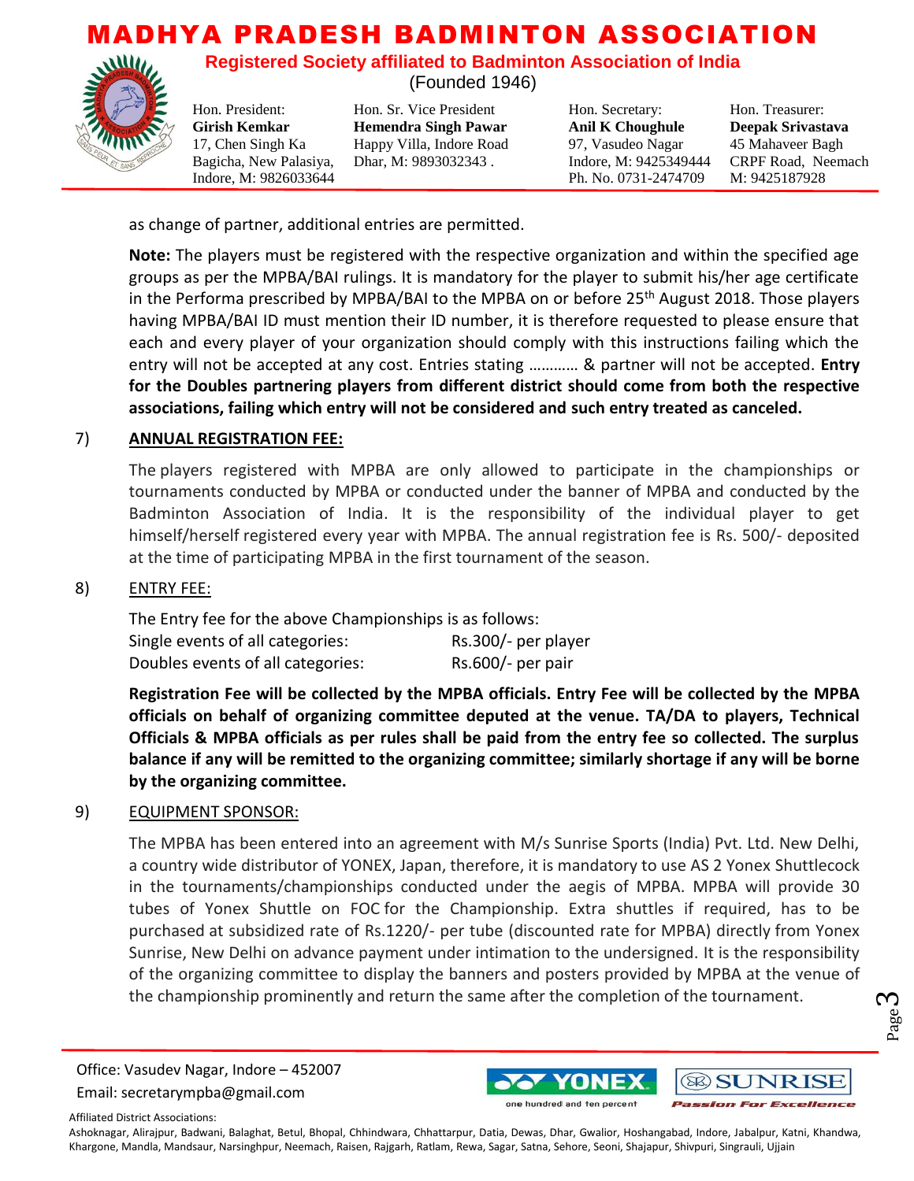as change of partner, additional entries are permitted.

**Note:** The players must be registered with the respective organization and within the specified age groups as per the MPBA/BAI rulings. It is mandatory for the player to submit his/her age certificate in the Performa prescribed by MPBA/BAI to the MPBA on or before 25th August 2018. Those players having MPBA/BAI ID must mention their ID number, it is therefore requested to please ensure that each and every player of your organization should comply with this instructions failing which the entry will not be accepted at any cost. Entries stating ………… & partner will not be accepted. **Entry for the Doubles partnering players from different district should come from both the respective associations, failing which entry will not be considered and such entry treated as canceled.**

7) **ANNUAL REGISTRATION FEE:**

The players registered with MPBA are only allowed to participate in the championships or tournaments conducted by MPBA or conducted under the banner of MPBA and conducted by the Badminton Association of India. It is the responsibility of the individual player to get himself/herself registered every year with MPBA. The annual registration fee is Rs. 500/- deposited at the time of participating MPBA in the first tournament of the season.

8) ENTRY FEE:

The Entry fee for the above Championships is as follows:

| | |
|---|---|
| Single events of all categories: | Rs.300/- per player |
| Doubles events of all categories: | Rs.600/- per pair |

**Registration Fee will be collected by the MPBA officials. Entry Fee will be collected by the MPBA officials on behalf of organizing committee deputed at the venue. TA/DA to players, Technical Officials & MPBA officials as per rules shall be paid from the entry fee so collected. The surplus balance if any will be remitted to the organizing committee; similarly shortage if any will be borne by the organizing committee.**

9) EQUIPMENT SPONSOR:

The MPBA has been entered into an agreement with M/s Sunrise Sports (India) Pvt. Ltd. New Delhi, a country wide distributor of YONEX, Japan, therefore, it is mandatory to use AS 2 Yonex Shuttlecock in the tournaments/championships conducted under the aegis of MPBA. MPBA will provide 30 tubes of Yonex Shuttle on FOC for the Championship. Extra shuttles if required, has to be purchased at subsidized rate of Rs.1220/- per tube (discounted rate for MPBA) directly from Yonex Sunrise, New Delhi on advance payment under intimation to the undersigned. It is the responsibility of the organizing committee to display the banners and posters provided by MPBA at the venue of the championship prominently and return the same after the completion of the tournament.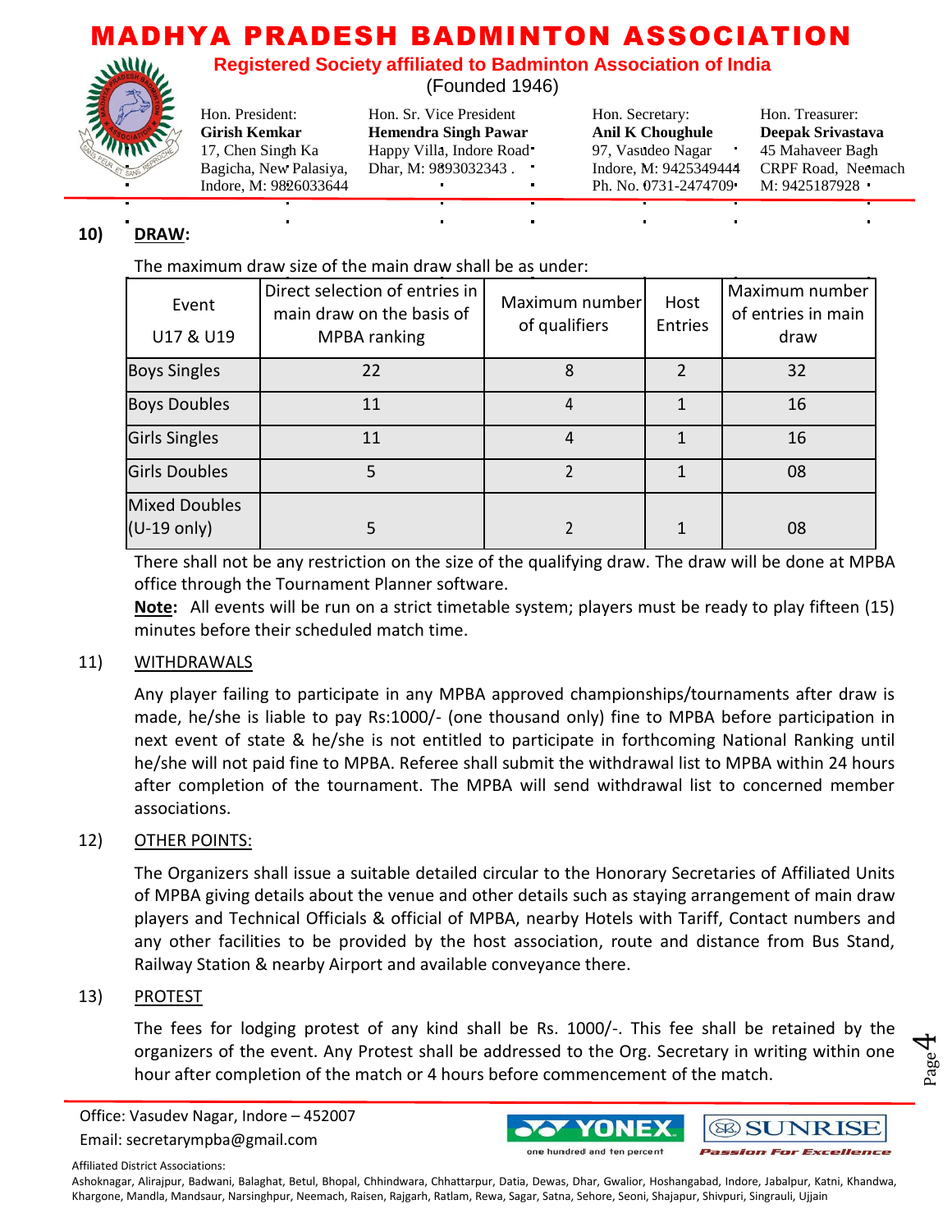## 10) DRAW:

The maximum draw size of the main draw shall be as under:

| Event U17 & U19 | Direct selection of entries in main draw on the basis of MPBA ranking | Maximum number of qualifiers | Host Entries | Maximum number of entries in main draw |
|---|---|---|---|---|
| Boys Singles | 22 | 8 | 2 | 32 |
| Boys Doubles | 11 | 4 | 1 | 16 |
| Girls Singles | 11 | 4 | 1 | 16 |
| Girls Doubles | 5 | 2 | 1 | 08 |
| Mixed Doubles (U-19 only) | 5 | 2 | 1 | 08 |

There shall not be any restriction on the size of the qualifying draw. The draw will be done at MPBA office through the Tournament Planner software.

**Note:** All events will be run on a strict timetable system; players must be ready to play fifteen (15) minutes before their scheduled match time.

## 11) WITHDRAWALS

Any player failing to participate in any MPBA approved championships/tournaments after draw is made, he/she is liable to pay Rs:1000/- (one thousand only) fine to MPBA before participation in next event of state & he/she is not entitled to participate in forthcoming National Ranking until he/she will not paid fine to MPBA. Referee shall submit the withdrawal list to MPBA within 24 hours after completion of the tournament. The MPBA will send withdrawal list to concerned member associations.

## 12) OTHER POINTS:

The Organizers shall issue a suitable detailed circular to the Honorary Secretaries of Affiliated Units of MPBA giving details about the venue and other details such as staying arrangement of main draw players and Technical Officials & official of MPBA, nearby Hotels with Tariff, Contact numbers and any other facilities to be provided by the host association, route and distance from Bus Stand, Railway Station & nearby Airport and available conveyance there.

## 13) PROTEST

The fees for lodging protest of any kind shall be Rs. 1000/-. This fee shall be retained by the organizers of the event. Any Protest shall be addressed to the Org. Secretary in writing within one hour after completion of the match or 4 hours before commencement of the match.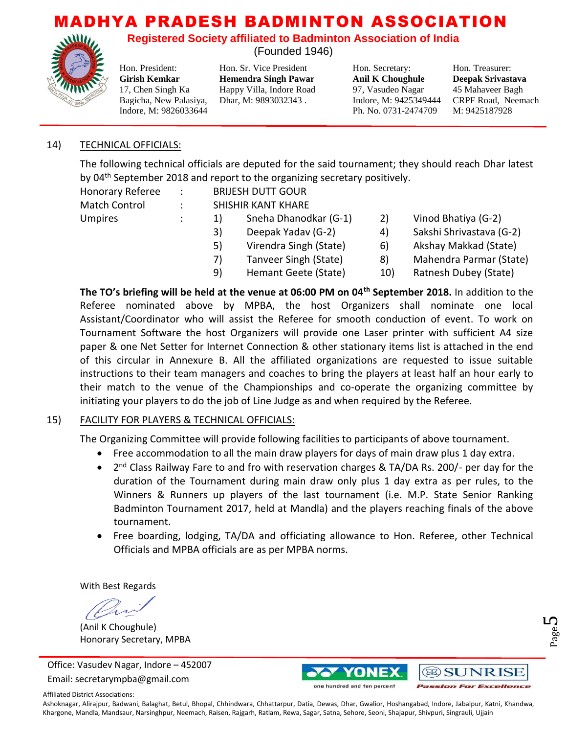# MADHYA PRADESH BADMINTON ASSOCIATION

**Registered Society affiliated to Badminton Association of India**

(Founded 1946)

| Hon. President: | Hon. Sr. Vice President | Hon. Secretary: | Hon. Treasurer: |
|---|---|---|---|
| **Girish Kemkar** | **Hemendra Singh Pawar** | **Anil K Choughule** | **Deepak Srivastava** |
| 17, Chen Singh Ka Bagicha, New Palasiya, Indore, M: 9826033644 | Happy Villa, Indore Road Dhar, M: 9893032343 . | 97, Vasudeo Nagar Indore, M: 9425349444 Ph. No. 0731-2474709 | 45 Mahaveer Bagh CRPF Road, Neemach M: 9425187928 |

14) TECHNICAL OFFICIALS:

The following technical officials are deputed for the said tournament; they should reach Dhar latest by 04th September 2018 and report to the organizing secretary positively.

Honorary Referee : BRIJESH DUTT GOUR

Match Control : SHISHIR KANT KHARE

Umpires :

1) Sneha Dhanodkar (G-1)
2) Vinod Bhatiya (G-2)
3) Deepak Yadav (G-2)
4) Sakshi Shrivastava (G-2)
5) Virendra Singh (State)
6) Akshay Makkad (State)
7) Tanveer Singh (State)
8) Mahendra Parmar (State)
9) Hemant Geete (State)
10) Ratnesh Dubey (State)

**The TO's briefing will be held at the venue at 06:00 PM on 04th September 2018.** In addition to the Referee nominated above by MPBA, the host Organizers shall nominate one local Assistant/Coordinator who will assist the Referee for smooth conduction of event. To work on Tournament Software the host Organizers will provide one Laser printer with sufficient A4 size paper & one Net Setter for Internet Connection & other stationary items list is attached in the end of this circular in Annexure B. All the affiliated organizations are requested to issue suitable instructions to their team managers and coaches to bring the players at least half an hour early to their match to the venue of the Championships and co-operate the organizing committee by initiating your players to do the job of Line Judge as and when required by the Referee.

15) FACILITY FOR PLAYERS & TECHNICAL OFFICIALS:

The Organizing Committee will provide following facilities to participants of above tournament.

- Free accommodation to all the main draw players for days of main draw plus 1 day extra.
- 2nd Class Railway Fare to and fro with reservation charges & TA/DA Rs. 200/- per day for the duration of the Tournament during main draw only plus 1 day extra as per rules, to the Winners & Runners up players of the last tournament (i.e. M.P. State Senior Ranking Badminton Tournament 2017, held at Mandla) and the players reaching finals of the above tournament.
- Free boarding, lodging, TA/DA and officiating allowance to Hon. Referee, other Technical Officials and MPBA officials are as per MPBA norms.

With Best Regards

(Anil K Choughule)
Honorary Secretary, MPBA

Office: Vasudev Nagar, Indore – 452007
Email: secretarympba@gmail.com

YONEX — one hundred and ten percent | SUNRISE — Passion For Excellence

Affiliated District Associations:
Ashoknagar, Alirajpur, Badwani, Balaghat, Betul, Bhopal, Chhindwara, Chhattarpur, Datia, Dewas, Dhar, Gwalior, Hoshangabad, Indore, Jabalpur, Katni, Khandwa, Khargone, Mandla, Mandsaur, Narsinghpur, Neemach, Raisen, Rajgarh, Ratlam, Rewa, Sagar, Satna, Sehore, Seoni, Shajapur, Shivpuri, Singrauli, Ujjain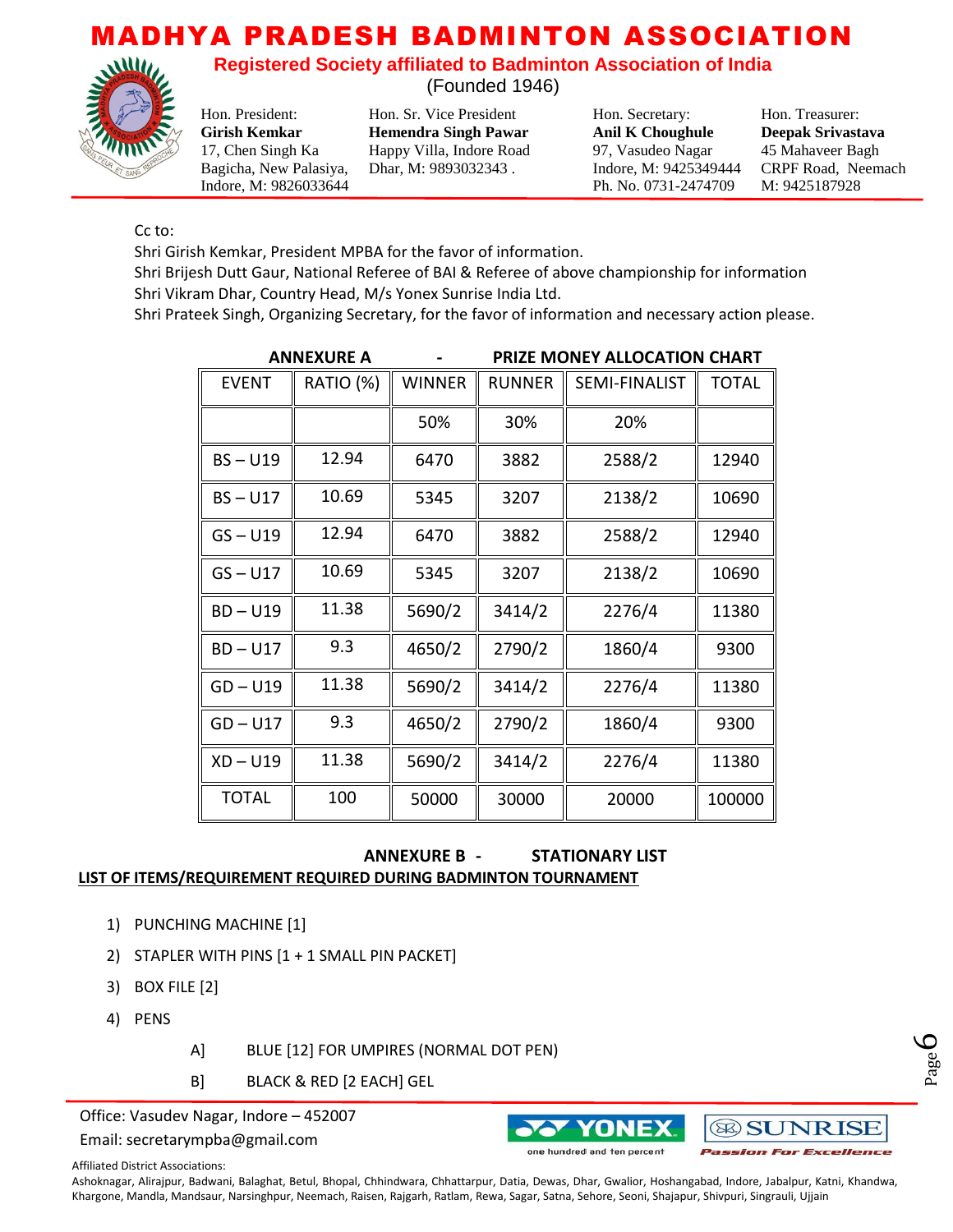Cc to:

Shri Girish Kemkar, President MPBA for the favor of information.

Shri Brijesh Dutt Gaur, National Referee of BAI & Referee of above championship for information

Shri Vikram Dhar, Country Head, M/s Yonex Sunrise India Ltd.

Shri Prateek Singh, Organizing Secretary, for the favor of information and necessary action please.

**ANNEXURE A - PRIZE MONEY ALLOCATION CHART**

| EVENT | RATIO (%) | WINNER | RUNNER | SEMI-FINALIST | TOTAL |
|---|---|---|---|---|---|
| | | 50% | 30% | 20% | |
| BS – U19 | 12.94 | 6470 | 3882 | 2588/2 | 12940 |
| BS – U17 | 10.69 | 5345 | 3207 | 2138/2 | 10690 |
| GS – U19 | 12.94 | 6470 | 3882 | 2588/2 | 12940 |
| GS – U17 | 10.69 | 5345 | 3207 | 2138/2 | 10690 |
| BD – U19 | 11.38 | 5690/2 | 3414/2 | 2276/4 | 11380 |
| BD – U17 | 9.3 | 4650/2 | 2790/2 | 1860/4 | 9300 |
| GD – U19 | 11.38 | 5690/2 | 3414/2 | 2276/4 | 11380 |
| GD – U17 | 9.3 | 4650/2 | 2790/2 | 1860/4 | 9300 |
| XD – U19 | 11.38 | 5690/2 | 3414/2 | 2276/4 | 11380 |
| TOTAL | 100 | 50000 | 30000 | 20000 | 100000 |

**ANNEXURE B - STATIONARY LIST**

**LIST OF ITEMS/REQUIREMENT REQUIRED DURING BADMINTON TOURNAMENT**

1) PUNCHING MACHINE [1]
2) STAPLER WITH PINS [1 + 1 SMALL PIN PACKET]
3) BOX FILE [2]
4) PENS
   - A] BLUE [12] FOR UMPIRES (NORMAL DOT PEN)
   - B] BLACK & RED [2 EACH] GEL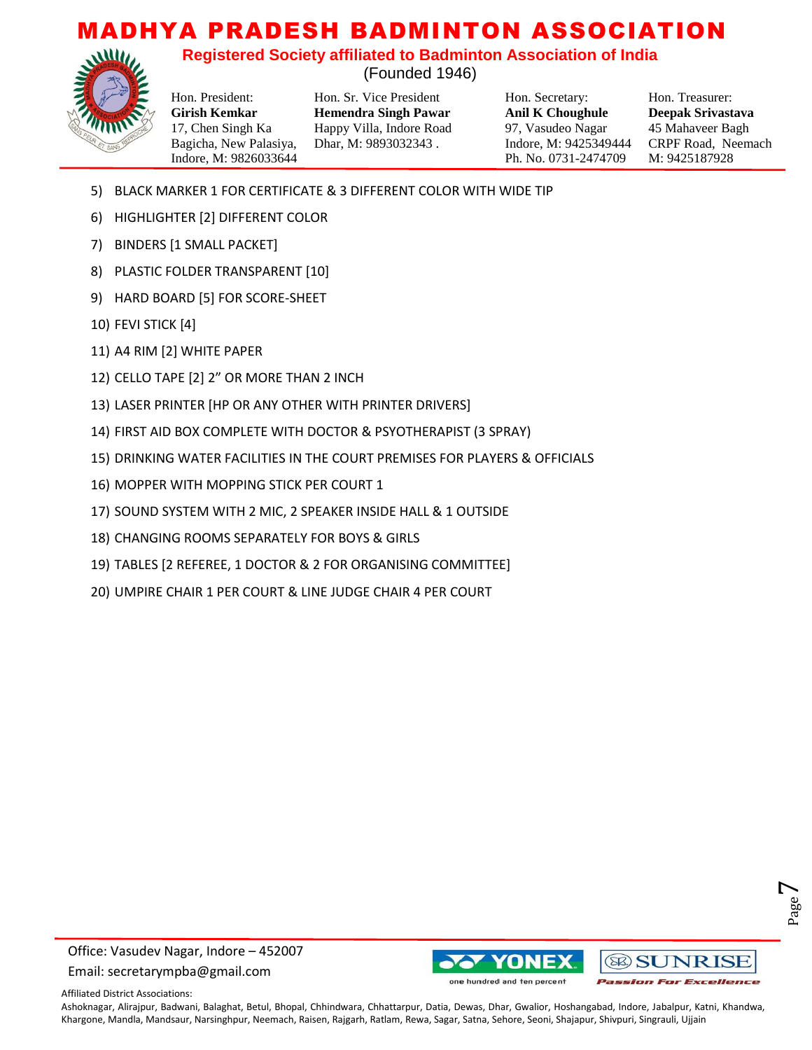5) BLACK MARKER 1 FOR CERTIFICATE & 3 DIFFERENT COLOR WITH WIDE TIP
6) HIGHLIGHTER [2] DIFFERENT COLOR
7) BINDERS [1 SMALL PACKET]
8) PLASTIC FOLDER TRANSPARENT [10]
9) HARD BOARD [5] FOR SCORE-SHEET
10) FEVI STICK [4]
11) A4 RIM [2] WHITE PAPER
12) CELLO TAPE [2] 2" OR MORE THAN 2 INCH
13) LASER PRINTER [HP OR ANY OTHER WITH PRINTER DRIVERS]
14) FIRST AID BOX COMPLETE WITH DOCTOR & PSYOTHERAPIST (3 SPRAY)
15) DRINKING WATER FACILITIES IN THE COURT PREMISES FOR PLAYERS & OFFICIALS
16) MOPPER WITH MOPPING STICK PER COURT 1
17) SOUND SYSTEM WITH 2 MIC, 2 SPEAKER INSIDE HALL & 1 OUTSIDE
18) CHANGING ROOMS SEPARATELY FOR BOYS & GIRLS
19) TABLES [2 REFEREE, 1 DOCTOR & 2 FOR ORGANISING COMMITTEE]
20) UMPIRE CHAIR 1 PER COURT & LINE JUDGE CHAIR 4 PER COURT